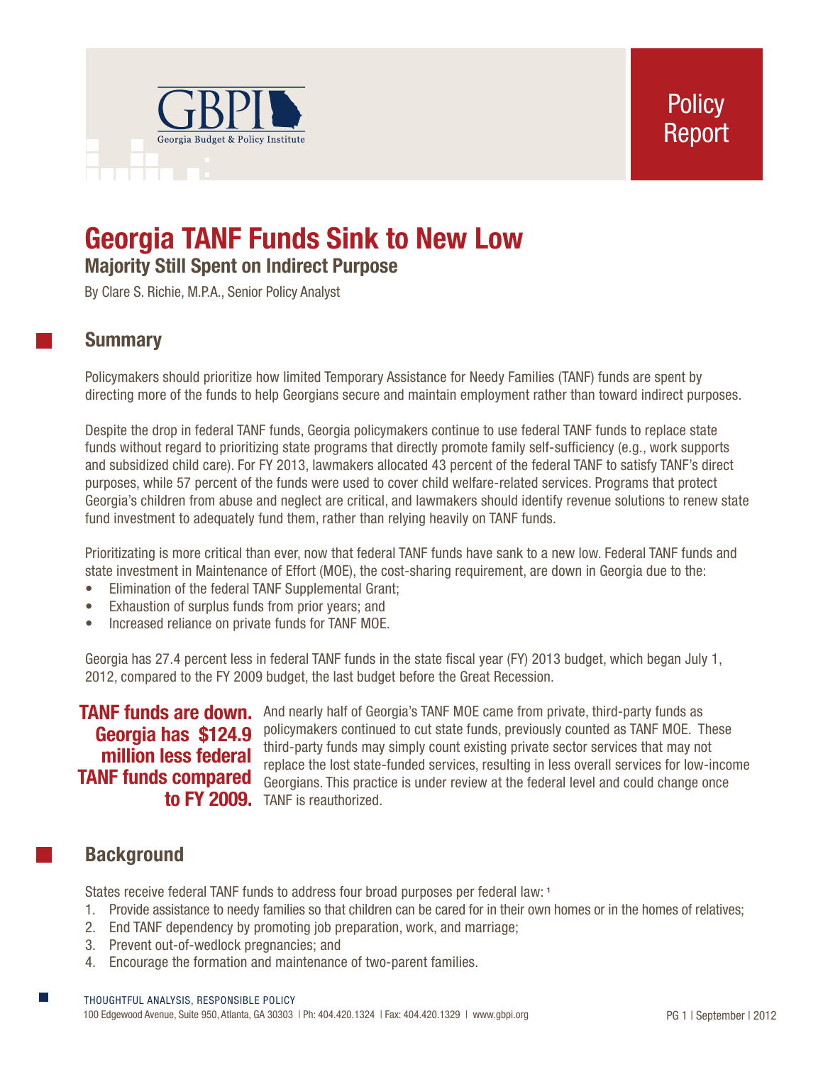GBPI Georgia Budget & Policy Institute

Policy Report

# Georgia TANF Funds Sink to New Low

### Majority Still Spent on Indirect Purpose

By Clare S. Richie, M.P.A., Senior Policy Analyst

## Summary

Policymakers should prioritize how limited Temporary Assistance for Needy Families (TANF) funds are spent by directing more of the funds to help Georgians secure and maintain employment rather than toward indirect purposes.

Despite the drop in federal TANF funds, Georgia policymakers continue to use federal TANF funds to replace state funds without regard to prioritizing state programs that directly promote family self-sufficiency (e.g., work supports and subsidized child care). For FY 2013, lawmakers allocated 43 percent of the federal TANF to satisfy TANF's direct purposes, while 57 percent of the funds were used to cover child welfare-related services. Programs that protect Georgia's children from abuse and neglect are critical, and lawmakers should identify revenue solutions to renew state fund investment to adequately fund them, rather than relying heavily on TANF funds.

Prioritizating is more critical than ever, now that federal TANF funds have sank to a new low. Federal TANF funds and state investment in Maintenance of Effort (MOE), the cost-sharing requirement, are down in Georgia due to the:

- Elimination of the federal TANF Supplemental Grant;
- Exhaustion of surplus funds from prior years; and
- Increased reliance on private funds for TANF MOE.

Georgia has 27.4 percent less in federal TANF funds in the state fiscal year (FY) 2013 budget, which began July 1, 2012, compared to the FY 2009 budget, the last budget before the Great Recession.

**TANF funds are down. Georgia has $124.9 million less federal TANF funds compared to FY 2009.**

And nearly half of Georgia's TANF MOE came from private, third-party funds as policymakers continued to cut state funds, previously counted as TANF MOE. These third-party funds may simply count existing private sector services that may not replace the lost state-funded services, resulting in less overall services for low-income Georgians. This practice is under review at the federal level and could change once TANF is reauthorized.

## Background

States receive federal TANF funds to address four broad purposes per federal law: [1]

1. Provide assistance to needy families so that children can be cared for in their own homes or in the homes of relatives;
2. End TANF dependency by promoting job preparation, work, and marriage;
3. Prevent out-of-wedlock pregnancies; and
4. Encourage the formation and maintenance of two-parent families.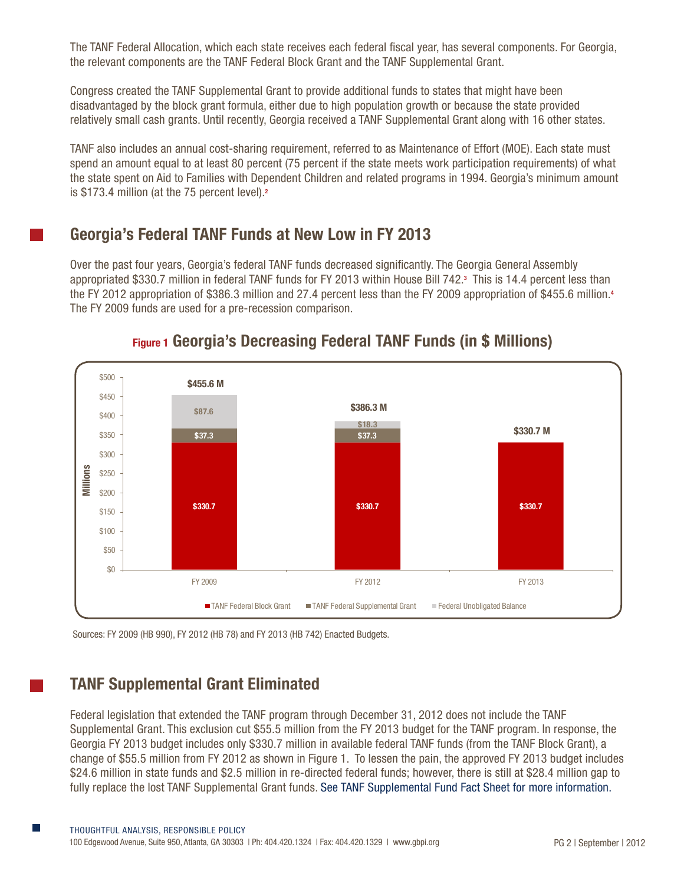The TANF Federal Allocation, which each state receives each federal fiscal year, has several components. For Georgia, the relevant components are the TANF Federal Block Grant and the TANF Supplemental Grant.

Congress created the TANF Supplemental Grant to provide additional funds to states that might have been disadvantaged by the block grant formula, either due to high population growth or because the state provided relatively small cash grants. Until recently, Georgia received a TANF Supplemental Grant along with 16 other states.

TANF also includes an annual cost-sharing requirement, referred to as Maintenance of Effort (MOE). Each state must spend an amount equal to at least 80 percent (75 percent if the state meets work participation requirements) of what the state spent on Aid to Families with Dependent Children and related programs in 1994. Georgia's minimum amount is $173.4 million (at the 75 percent level).[2]

## Georgia's Federal TANF Funds at New Low in FY 2013

Over the past four years, Georgia's federal TANF funds decreased significantly. The Georgia General Assembly appropriated $330.7 million in federal TANF funds for FY 2013 within House Bill 742.[3] This is 14.4 percent less than the FY 2012 appropriation of $386.3 million and 27.4 percent less than the FY 2009 appropriation of $455.6 million.[4] The FY 2009 funds are used for a pre-recession comparison.

**Figure 1 Georgia's Decreasing Federal TANF Funds (in $ Millions)**

| | FY 2009 | FY 2012 | FY 2013 |
|---|---|---|---|
| TANF Federal Block Grant | $330.7 | $330.7 | $330.7 |
| TANF Federal Supplemental Grant | $37.3 | $37.3 | |
| Federal Unobligated Balance | $87.6 | $18.3 | |
| Total | $455.6 M | $386.3 M | $330.7 M |

Sources: FY 2009 (HB 990), FY 2012 (HB 78) and FY 2013 (HB 742) Enacted Budgets.

## TANF Supplemental Grant Eliminated

Federal legislation that extended the TANF program through December 31, 2012 does not include the TANF Supplemental Grant. This exclusion cut $55.5 million from the FY 2013 budget for the TANF program. In response, the Georgia FY 2013 budget includes only $330.7 million in available federal TANF funds (from the TANF Block Grant), a change of $55.5 million from FY 2012 as shown in Figure 1. To lessen the pain, the approved FY 2013 budget includes $24.6 million in state funds and $2.5 million in re-directed federal funds; however, there is still at $28.4 million gap to fully replace the lost TANF Supplemental Grant funds. See TANF Supplemental Fund Fact Sheet for more information.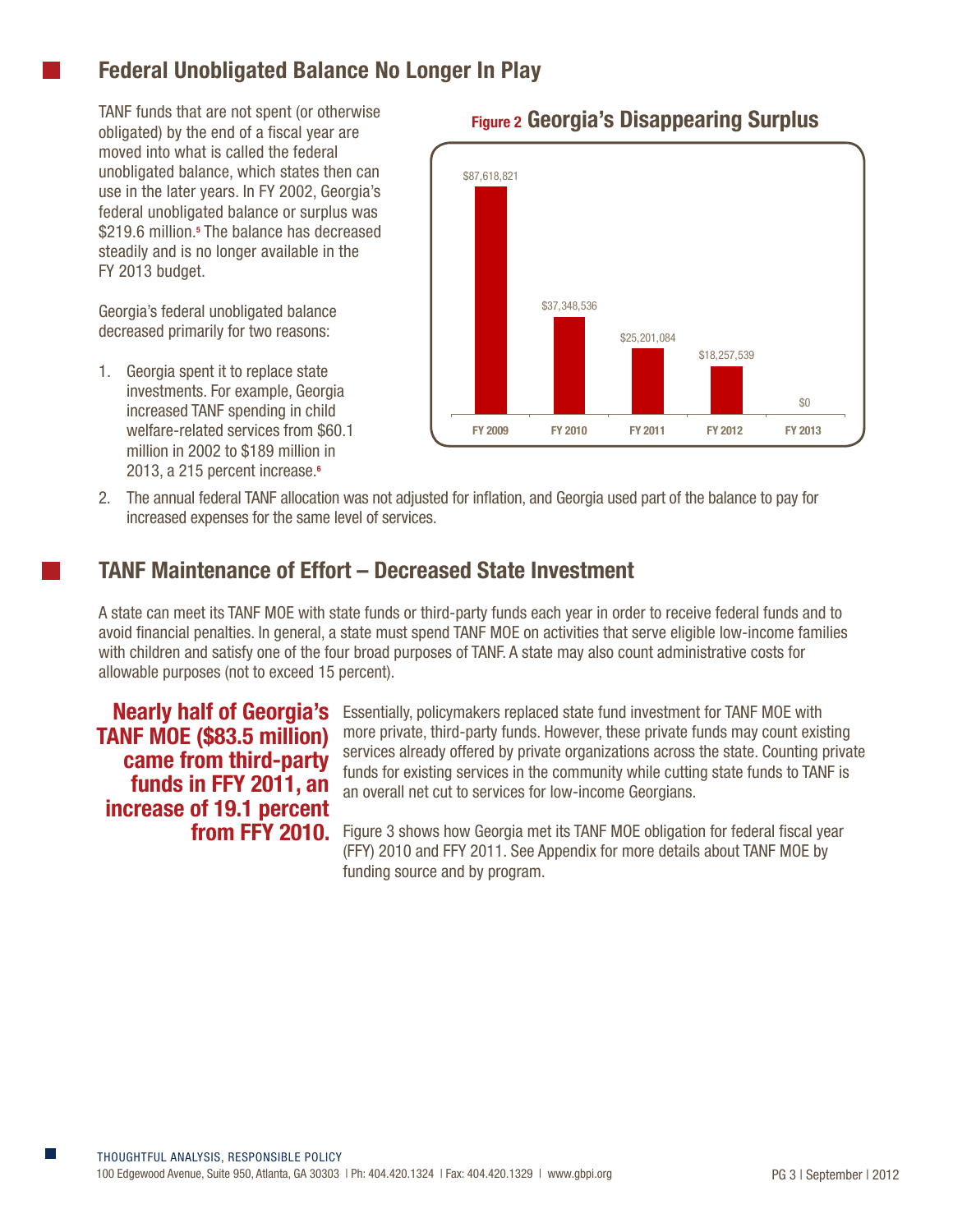## Federal Unobligated Balance No Longer In Play

TANF funds that are not spent (or otherwise obligated) by the end of a fiscal year are moved into what is called the federal unobligated balance, which states then can use in the later years. In FY 2002, Georgia's federal unobligated balance or surplus was $219.6 million.[5] The balance has decreased steadily and is no longer available in the FY 2013 budget.

**Figure 2 Georgia's Disappearing Surplus**

| FY 2009 | FY 2010 | FY 2011 | FY 2012 | FY 2013 |
|---|---|---|---|---|
| $87,618,821 | $37,348,536 | $25,201,084 | $18,257,539 | $0 |

Georgia's federal unobligated balance decreased primarily for two reasons:

1. Georgia spent it to replace state investments. For example, Georgia increased TANF spending in child welfare-related services from $60.1 million in 2002 to $189 million in 2013, a 215 percent increase.[6]
2. The annual federal TANF allocation was not adjusted for inflation, and Georgia used part of the balance to pay for increased expenses for the same level of services.

## TANF Maintenance of Effort – Decreased State Investment

A state can meet its TANF MOE with state funds or third-party funds each year in order to receive federal funds and to avoid financial penalties. In general, a state must spend TANF MOE on activities that serve eligible low-income families with children and satisfy one of the four broad purposes of TANF. A state may also count administrative costs for allowable purposes (not to exceed 15 percent).

**Nearly half of Georgia's TANF MOE ($83.5 million) came from third-party funds in FFY 2011, an increase of 19.1 percent from FFY 2010.**

Essentially, policymakers replaced state fund investment for TANF MOE with more private, third-party funds. However, these private funds may count existing services already offered by private organizations across the state. Counting private funds for existing services in the community while cutting state funds to TANF is an overall net cut to services for low-income Georgians.

Figure 3 shows how Georgia met its TANF MOE obligation for federal fiscal year (FFY) 2010 and FFY 2011. See Appendix for more details about TANF MOE by funding source and by program.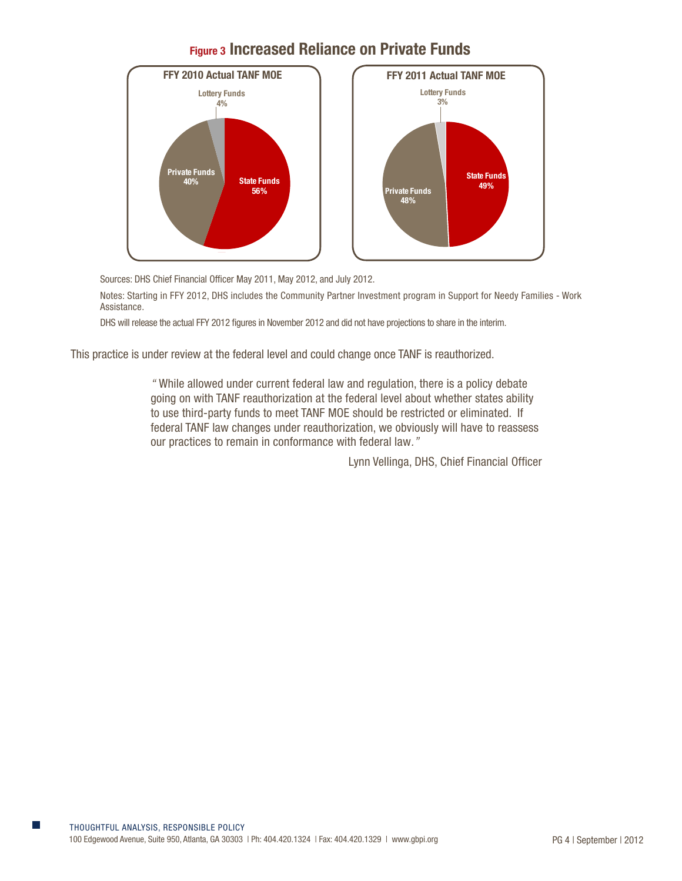**Figure 3 Increased Reliance on Private Funds**

**FFY 2010 Actual TANF MOE**

Lottery Funds 4%

Private Funds 40%

State Funds 56%

**FFY 2011 Actual TANF MOE**

Lottery Funds 3%

Private Funds 48%

State Funds 49%

Sources: DHS Chief Financial Officer May 2011, May 2012, and July 2012.

Notes: Starting in FFY 2012, DHS includes the Community Partner Investment program in Support for Needy Families - Work Assistance.

DHS will release the actual FFY 2012 figures in November 2012 and did not have projections to share in the interim.

This practice is under review at the federal level and could change once TANF is reauthorized.

> *"While allowed under current federal law and regulation, there is a policy debate going on with TANF reauthorization at the federal level about whether states ability to use third-party funds to meet TANF MOE should be restricted or eliminated. If federal TANF law changes under reauthorization, we obviously will have to reassess our practices to remain in conformance with federal law."*
>
> Lynn Vellinga, DHS, Chief Financial Officer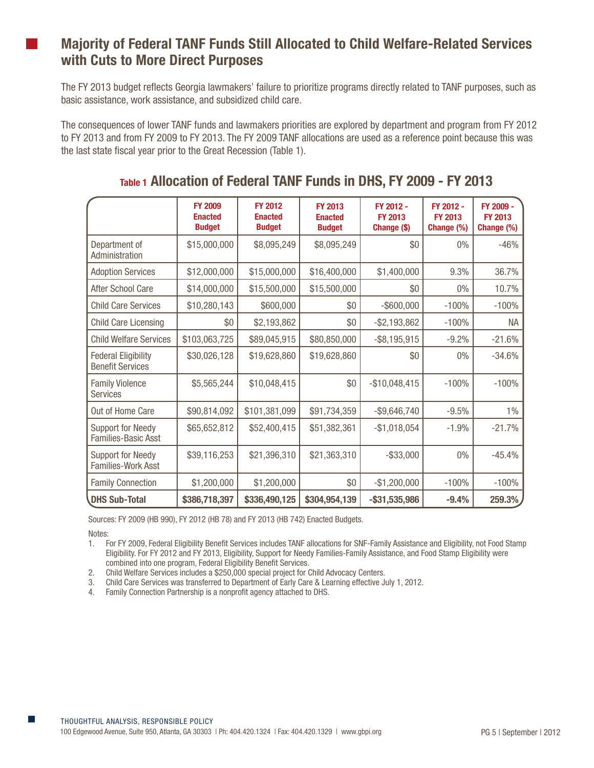## Majority of Federal TANF Funds Still Allocated to Child Welfare-Related Services with Cuts to More Direct Purposes

The FY 2013 budget reflects Georgia lawmakers' failure to prioritize programs directly related to TANF purposes, such as basic assistance, work assistance, and subsidized child care.

The consequences of lower TANF funds and lawmakers priorities are explored by department and program from FY 2012 to FY 2013 and from FY 2009 to FY 2013. The FY 2009 TANF allocations are used as a reference point because this was the last state fiscal year prior to the Great Recession (Table 1).

### Table 1 Allocation of Federal TANF Funds in DHS, FY 2009 - FY 2013

| | FY 2009 Enacted Budget | FY 2012 Enacted Budget | FY 2013 Enacted Budget | FY 2012 - FY 2013 Change ($) | FY 2012 - FY 2013 Change (%) | FY 2009 - FY 2013 Change (%) |
|---|---|---|---|---|---|---|
| Department of Administration | $15,000,000 | $8,095,249 | $8,095,249 | $0 | 0% | -46% |
| Adoption Services | $12,000,000 | $15,000,000 | $16,400,000 | $1,400,000 | 9.3% | 36.7% |
| After School Care | $14,000,000 | $15,500,000 | $15,500,000 | $0 | 0% | 10.7% |
| Child Care Services | $10,280,143 | $600,000 | $0 | -$600,000 | -100% | -100% |
| Child Care Licensing | $0 | $2,193,862 | $0 | -$2,193,862 | -100% | NA |
| Child Welfare Services | $103,063,725 | $89,045,915 | $80,850,000 | -$8,195,915 | -9.2% | -21.6% |
| Federal Eligibility Benefit Services | $30,026,128 | $19,628,860 | $19,628,860 | $0 | 0% | -34.6% |
| Family Violence Services | $5,565,244 | $10,048,415 | $0 | -$10,048,415 | -100% | -100% |
| Out of Home Care | $90,814,092 | $101,381,099 | $91,734,359 | -$9,646,740 | -9.5% | 1% |
| Support for Needy Families-Basic Asst | $65,652,812 | $52,400,415 | $51,382,361 | -$1,018,054 | -1.9% | -21.7% |
| Support for Needy Families-Work Asst | $39,116,253 | $21,396,310 | $21,363,310 | -$33,000 | 0% | -45.4% |
| Family Connection | $1,200,000 | $1,200,000 | $0 | -$1,200,000 | -100% | -100% |
| **DHS Sub-Total** | **$386,718,397** | **$336,490,125** | **$304,954,139** | **-$31,535,986** | **-9.4%** | **259.3%** |

Sources: FY 2009 (HB 990), FY 2012 (HB 78) and FY 2013 (HB 742) Enacted Budgets.

Notes:

1. For FY 2009, Federal Eligibility Benefit Services includes TANF allocations for SNF-Family Assistance and Eligibility, not Food Stamp Eligibility. For FY 2012 and FY 2013, Eligibility, Support for Needy Families-Family Assistance, and Food Stamp Eligibility were combined into one program, Federal Eligibility Benefit Services.
2. Child Welfare Services includes a $250,000 special project for Child Advocacy Centers.
3. Child Care Services was transferred to Department of Early Care & Learning effective July 1, 2012.
4. Family Connection Partnership is a nonprofit agency attached to DHS.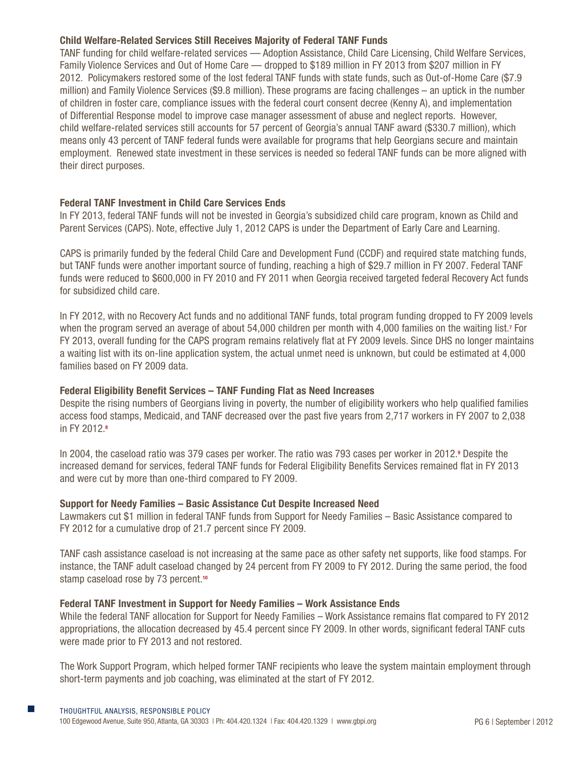### Child Welfare-Related Services Still Receives Majority of Federal TANF Funds

TANF funding for child welfare-related services — Adoption Assistance, Child Care Licensing, Child Welfare Services, Family Violence Services and Out of Home Care — dropped to $189 million in FY 2013 from $207 million in FY 2012. Policymakers restored some of the lost federal TANF funds with state funds, such as Out-of-Home Care ($7.9 million) and Family Violence Services ($9.8 million). These programs are facing challenges – an uptick in the number of children in foster care, compliance issues with the federal court consent decree (Kenny A), and implementation of Differential Response model to improve case manager assessment of abuse and neglect reports. However, child welfare-related services still accounts for 57 percent of Georgia's annual TANF award ($330.7 million), which means only 43 percent of TANF federal funds were available for programs that help Georgians secure and maintain employment. Renewed state investment in these services is needed so federal TANF funds can be more aligned with their direct purposes.

### Federal TANF Investment in Child Care Services Ends

In FY 2013, federal TANF funds will not be invested in Georgia's subsidized child care program, known as Child and Parent Services (CAPS). Note, effective July 1, 2012 CAPS is under the Department of Early Care and Learning.

CAPS is primarily funded by the federal Child Care and Development Fund (CCDF) and required state matching funds, but TANF funds were another important source of funding, reaching a high of $29.7 million in FY 2007. Federal TANF funds were reduced to $600,000 in FY 2010 and FY 2011 when Georgia received targeted federal Recovery Act funds for subsidized child care.

In FY 2012, with no Recovery Act funds and no additional TANF funds, total program funding dropped to FY 2009 levels when the program served an average of about 54,000 children per month with 4,000 families on the waiting list.[7] For FY 2013, overall funding for the CAPS program remains relatively flat at FY 2009 levels. Since DHS no longer maintains a waiting list with its on-line application system, the actual unmet need is unknown, but could be estimated at 4,000 families based on FY 2009 data.

### Federal Eligibility Benefit Services – TANF Funding Flat as Need Increases

Despite the rising numbers of Georgians living in poverty, the number of eligibility workers who help qualified families access food stamps, Medicaid, and TANF decreased over the past five years from 2,717 workers in FY 2007 to 2,038 in FY 2012.[8]

In 2004, the caseload ratio was 379 cases per worker. The ratio was 793 cases per worker in 2012.[9] Despite the increased demand for services, federal TANF funds for Federal Eligibility Benefits Services remained flat in FY 2013 and were cut by more than one-third compared to FY 2009.

### Support for Needy Families – Basic Assistance Cut Despite Increased Need

Lawmakers cut $1 million in federal TANF funds from Support for Needy Families – Basic Assistance compared to FY 2012 for a cumulative drop of 21.7 percent since FY 2009.

TANF cash assistance caseload is not increasing at the same pace as other safety net supports, like food stamps. For instance, the TANF adult caseload changed by 24 percent from FY 2009 to FY 2012. During the same period, the food stamp caseload rose by 73 percent.[10]

### Federal TANF Investment in Support for Needy Families – Work Assistance Ends

While the federal TANF allocation for Support for Needy Families – Work Assistance remains flat compared to FY 2012 appropriations, the allocation decreased by 45.4 percent since FY 2009. In other words, significant federal TANF cuts were made prior to FY 2013 and not restored.

The Work Support Program, which helped former TANF recipients who leave the system maintain employment through short-term payments and job coaching, was eliminated at the start of FY 2012.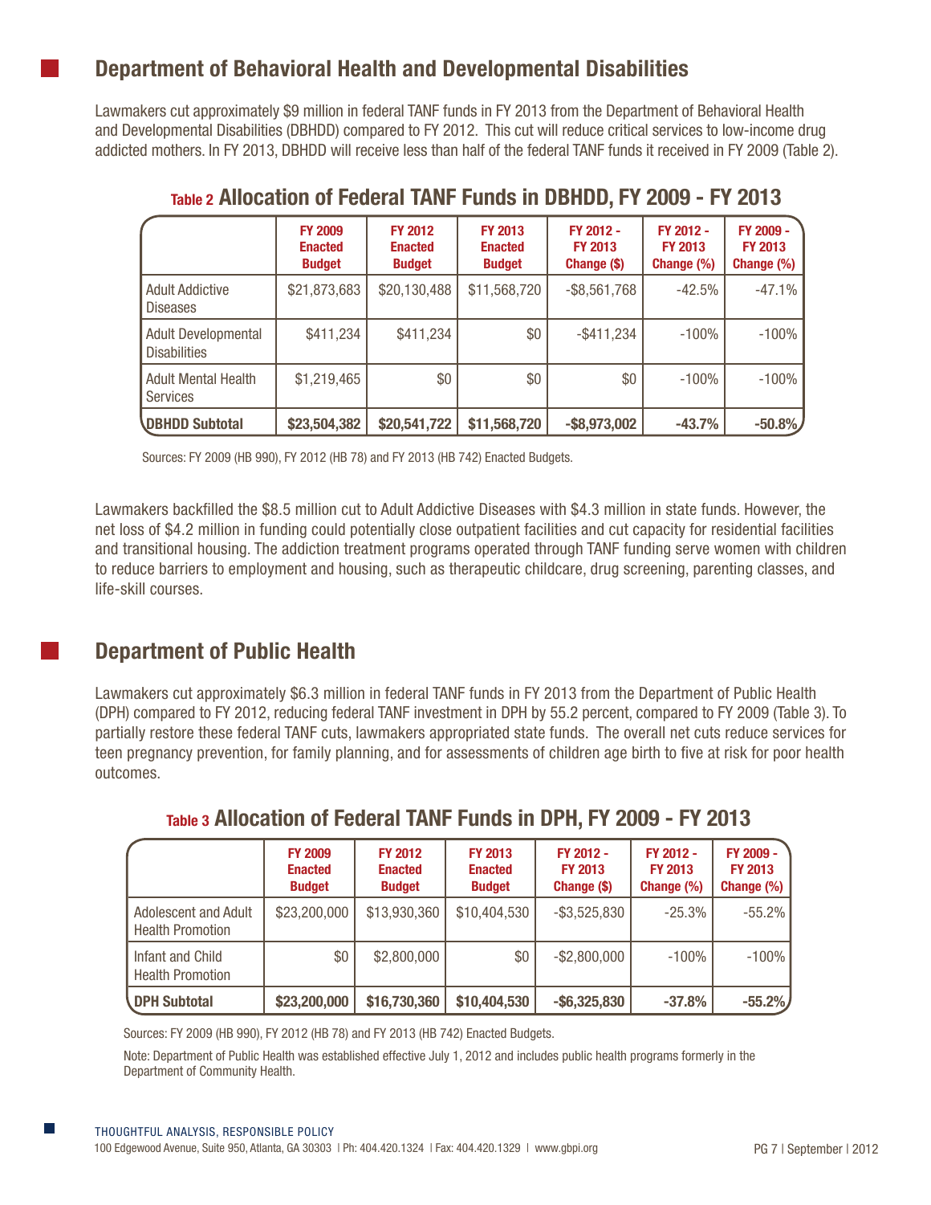## Department of Behavioral Health and Developmental Disabilities

Lawmakers cut approximately $9 million in federal TANF funds in FY 2013 from the Department of Behavioral Health and Developmental Disabilities (DBHDD) compared to FY 2012. This cut will reduce critical services to low-income drug addicted mothers. In FY 2013, DBHDD will receive less than half of the federal TANF funds it received in FY 2009 (Table 2).

**Table 2 Allocation of Federal TANF Funds in DBHDD, FY 2009 - FY 2013**

| | FY 2009 Enacted Budget | FY 2012 Enacted Budget | FY 2013 Enacted Budget | FY 2012 - FY 2013 Change ($) | FY 2012 - FY 2013 Change (%) | FY 2009 - FY 2013 Change (%) |
|---|---|---|---|---|---|---|
| Adult Addictive Diseases | $21,873,683 | $20,130,488 | $11,568,720 | -$8,561,768 | -42.5% | -47.1% |
| Adult Developmental Disabilities | $411,234 | $411,234 | $0 | -$411,234 | -100% | -100% |
| Adult Mental Health Services | $1,219,465 | $0 | $0 | $0 | -100% | -100% |
| **DBHDD Subtotal** | **$23,504,382** | **$20,541,722** | **$11,568,720** | **-$8,973,002** | **-43.7%** | **-50.8%** |

Sources: FY 2009 (HB 990), FY 2012 (HB 78) and FY 2013 (HB 742) Enacted Budgets.

Lawmakers backfilled the $8.5 million cut to Adult Addictive Diseases with $4.3 million in state funds. However, the net loss of $4.2 million in funding could potentially close outpatient facilities and cut capacity for residential facilities and transitional housing. The addiction treatment programs operated through TANF funding serve women with children to reduce barriers to employment and housing, such as therapeutic childcare, drug screening, parenting classes, and life-skill courses.

## Department of Public Health

Lawmakers cut approximately $6.3 million in federal TANF funds in FY 2013 from the Department of Public Health (DPH) compared to FY 2012, reducing federal TANF investment in DPH by 55.2 percent, compared to FY 2009 (Table 3). To partially restore these federal TANF cuts, lawmakers appropriated state funds. The overall net cuts reduce services for teen pregnancy prevention, for family planning, and for assessments of children age birth to five at risk for poor health outcomes.

**Table 3 Allocation of Federal TANF Funds in DPH, FY 2009 - FY 2013**

| | FY 2009 Enacted Budget | FY 2012 Enacted Budget | FY 2013 Enacted Budget | FY 2012 - FY 2013 Change ($) | FY 2012 - FY 2013 Change (%) | FY 2009 - FY 2013 Change (%) |
|---|---|---|---|---|---|---|
| Adolescent and Adult Health Promotion | $23,200,000 | $13,930,360 | $10,404,530 | -$3,525,830 | -25.3% | -55.2% |
| Infant and Child Health Promotion | $0 | $2,800,000 | $0 | -$2,800,000 | -100% | -100% |
| **DPH Subtotal** | **$23,200,000** | **$16,730,360** | **$10,404,530** | **-$6,325,830** | **-37.8%** | **-55.2%** |

Sources: FY 2009 (HB 990), FY 2012 (HB 78) and FY 2013 (HB 742) Enacted Budgets.

Note: Department of Public Health was established effective July 1, 2012 and includes public health programs formerly in the Department of Community Health.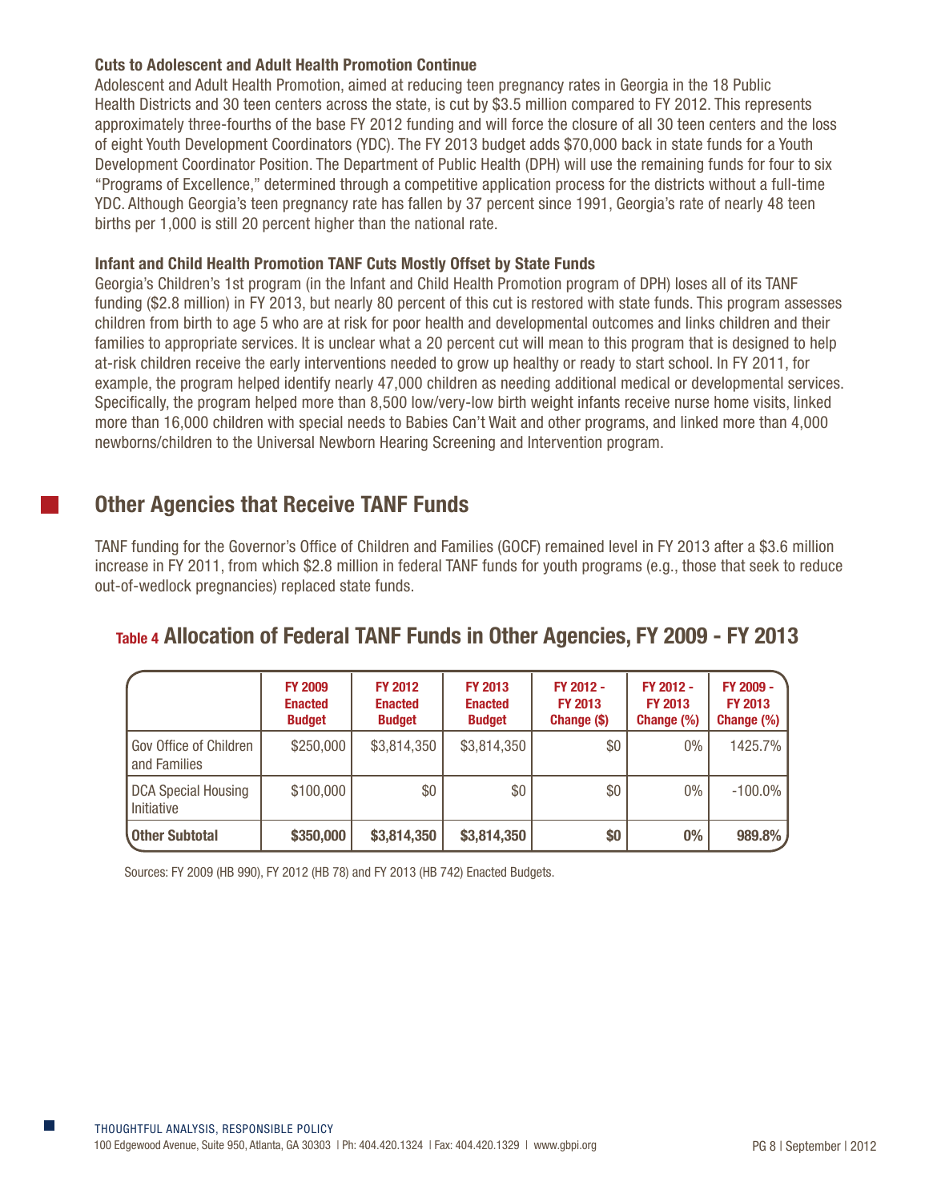### Cuts to Adolescent and Adult Health Promotion Continue

Adolescent and Adult Health Promotion, aimed at reducing teen pregnancy rates in Georgia in the 18 Public Health Districts and 30 teen centers across the state, is cut by $3.5 million compared to FY 2012. This represents approximately three-fourths of the base FY 2012 funding and will force the closure of all 30 teen centers and the loss of eight Youth Development Coordinators (YDC). The FY 2013 budget adds $70,000 back in state funds for a Youth Development Coordinator Position. The Department of Public Health (DPH) will use the remaining funds for four to six "Programs of Excellence," determined through a competitive application process for the districts without a full-time YDC. Although Georgia's teen pregnancy rate has fallen by 37 percent since 1991, Georgia's rate of nearly 48 teen births per 1,000 is still 20 percent higher than the national rate.

### Infant and Child Health Promotion TANF Cuts Mostly Offset by State Funds

Georgia's Children's 1st program (in the Infant and Child Health Promotion program of DPH) loses all of its TANF funding ($2.8 million) in FY 2013, but nearly 80 percent of this cut is restored with state funds. This program assesses children from birth to age 5 who are at risk for poor health and developmental outcomes and links children and their families to appropriate services. It is unclear what a 20 percent cut will mean to this program that is designed to help at-risk children receive the early interventions needed to grow up healthy or ready to start school. In FY 2011, for example, the program helped identify nearly 47,000 children as needing additional medical or developmental services. Specifically, the program helped more than 8,500 low/very-low birth weight infants receive nurse home visits, linked more than 16,000 children with special needs to Babies Can't Wait and other programs, and linked more than 4,000 newborns/children to the Universal Newborn Hearing Screening and Intervention program.

## Other Agencies that Receive TANF Funds

TANF funding for the Governor's Office of Children and Families (GOCF) remained level in FY 2013 after a $3.6 million increase in FY 2011, from which $2.8 million in federal TANF funds for youth programs (e.g., those that seek to reduce out-of-wedlock pregnancies) replaced state funds.

### Table 4 Allocation of Federal TANF Funds in Other Agencies, FY 2009 - FY 2013

| | FY 2009 Enacted Budget | FY 2012 Enacted Budget | FY 2013 Enacted Budget | FY 2012 - FY 2013 Change ($) | FY 2012 - FY 2013 Change (%) | FY 2009 - FY 2013 Change (%) |
|---|---|---|---|---|---|---|
| Gov Office of Children and Families | $250,000 | $3,814,350 | $3,814,350 | $0 | 0% | 1425.7% |
| DCA Special Housing Initiative | $100,000 | $0 | $0 | $0 | 0% | -100.0% |
| **Other Subtotal** | **$350,000** | **$3,814,350** | **$3,814,350** | **$0** | **0%** | **989.8%** |

Sources: FY 2009 (HB 990), FY 2012 (HB 78) and FY 2013 (HB 742) Enacted Budgets.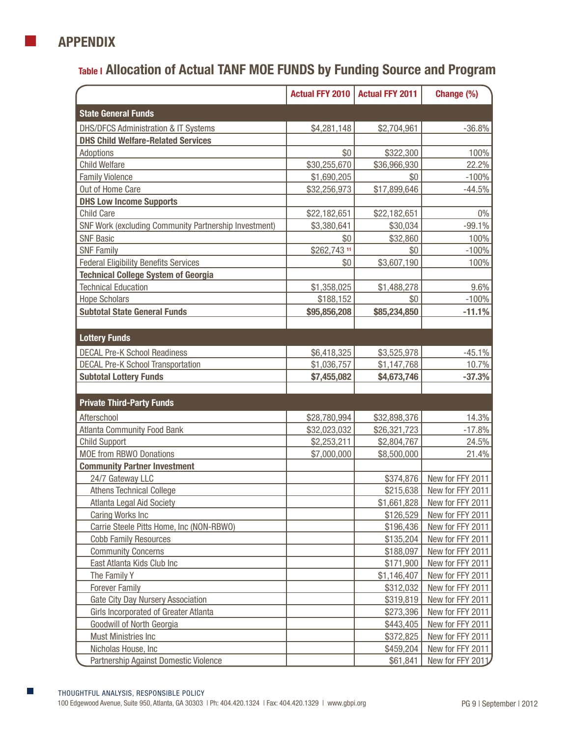# APPENDIX

## Table I Allocation of Actual TANF MOE FUNDS by Funding Source and Program

| | Actual FFY 2010 | Actual FFY 2011 | Change (%) |
|---|---|---|---|
| **State General Funds** | | | |
| DHS/DFCS Administration & IT Systems | $4,281,148 | $2,704,961 | -36.8% |
| **DHS Child Welfare-Related Services** | | | |
| Adoptions | $0 | $322,300 | 100% |
| Child Welfare | $30,255,670 | $36,966,930 | 22.2% |
| Family Violence | $1,690,205 | $0 | -100% |
| Out of Home Care | $32,256,973 | $17,899,646 | -44.5% |
| **DHS Low Income Supports** | | | |
| Child Care | $22,182,651 | $22,182,651 | 0% |
| SNF Work (excluding Community Partnership Investment) | $3,380,641 | $30,034 | -99.1% |
| SNF Basic | $0 | $32,860 | 100% |
| SNF Family | $262,743 [11] | $0 | -100% |
| Federal Eligibility Benefits Services | $0 | $3,607,190 | 100% |
| **Technical College System of Georgia** | | | |
| Technical Education | $1,358,025 | $1,488,278 | 9.6% |
| Hope Scholars | $188,152 | $0 | -100% |
| **Subtotal State General Funds** | **$95,856,208** | **$85,234,850** | **-11.1%** |
| | | | |
| **Lottery Funds** | | | |
| DECAL Pre-K School Readiness | $6,418,325 | $3,525,978 | -45.1% |
| DECAL Pre-K School Transportation | $1,036,757 | $1,147,768 | 10.7% |
| **Subtotal Lottery Funds** | **$7,455,082** | **$4,673,746** | **-37.3%** |
| | | | |
| **Private Third-Party Funds** | | | |
| Afterschool | $28,780,994 | $32,898,376 | 14.3% |
| Atlanta Community Food Bank | $32,023,032 | $26,321,723 | -17.8% |
| Child Support | $2,253,211 | $2,804,767 | 24.5% |
| MOE from RBWO Donations | $7,000,000 | $8,500,000 | 21.4% |
| **Community Partner Investment** | | | |
| 24/7 Gateway LLC | | $374,876 | New for FFY 2011 |
| Athens Technical College | | $215,638 | New for FFY 2011 |
| Atlanta Legal Aid Society | | $1,661,828 | New for FFY 2011 |
| Caring Works Inc | | $126,529 | New for FFY 2011 |
| Carrie Steele Pitts Home, Inc (NON-RBWO) | | $196,436 | New for FFY 2011 |
| Cobb Family Resources | | $135,204 | New for FFY 2011 |
| Community Concerns | | $188,097 | New for FFY 2011 |
| East Atlanta Kids Club Inc | | $171,900 | New for FFY 2011 |
| The Family Y | | $1,146,407 | New for FFY 2011 |
| Forever Family | | $312,032 | New for FFY 2011 |
| Gate City Day Nursery Association | | $319,819 | New for FFY 2011 |
| Girls Incorporated of Greater Atlanta | | $273,396 | New for FFY 2011 |
| Goodwill of North Georgia | | $443,405 | New for FFY 2011 |
| Must Ministries Inc | | $372,825 | New for FFY 2011 |
| Nicholas House, Inc | | $459,204 | New for FFY 2011 |
| Partnership Against Domestic Violence | | $61,841 | New for FFY 2011 |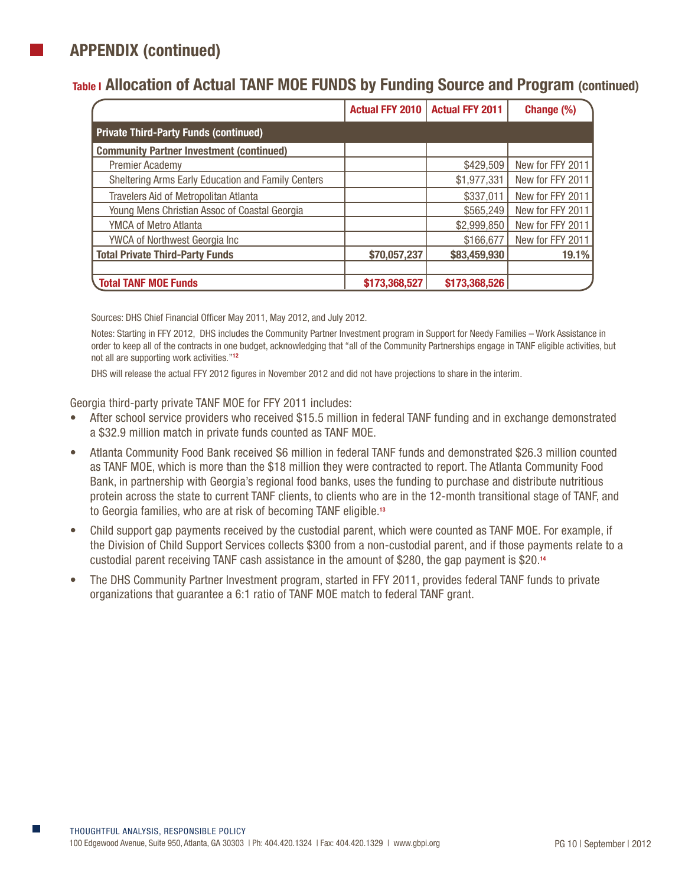## APPENDIX (continued)

### Table I Allocation of Actual TANF MOE FUNDS by Funding Source and Program (continued)

| | Actual FFY 2010 | Actual FFY 2011 | Change (%) |
|---|---|---|---|
| **Private Third-Party Funds (continued)** | | | |
| **Community Partner Investment (continued)** | | | |
| Premier Academy | | $429,509 | New for FFY 2011 |
| Sheltering Arms Early Education and Family Centers | | $1,977,331 | New for FFY 2011 |
| Travelers Aid of Metropolitan Atlanta | | $337,011 | New for FFY 2011 |
| Young Mens Christian Assoc of Coastal Georgia | | $565,249 | New for FFY 2011 |
| YMCA of Metro Atlanta | | $2,999,850 | New for FFY 2011 |
| YWCA of Northwest Georgia Inc | | $166,677 | New for FFY 2011 |
| **Total Private Third-Party Funds** | **$70,057,237** | **$83,459,930** | **19.1%** |
| | | | |
| **Total TANF MOE Funds** | **$173,368,527** | **$173,368,526** | |

Sources: DHS Chief Financial Officer May 2011, May 2012, and July 2012.

Notes: Starting in FFY 2012, DHS includes the Community Partner Investment program in Support for Needy Families – Work Assistance in order to keep all of the contracts in one budget, acknowledging that "all of the Community Partnerships engage in TANF eligible activities, but not all are supporting work activities."[12]

DHS will release the actual FFY 2012 figures in November 2012 and did not have projections to share in the interim.

Georgia third-party private TANF MOE for FFY 2011 includes:

- After school service providers who received $15.5 million in federal TANF funding and in exchange demonstrated a $32.9 million match in private funds counted as TANF MOE.
- Atlanta Community Food Bank received $6 million in federal TANF funds and demonstrated $26.3 million counted as TANF MOE, which is more than the $18 million they were contracted to report. The Atlanta Community Food Bank, in partnership with Georgia's regional food banks, uses the funding to purchase and distribute nutritious protein across the state to current TANF clients, to clients who are in the 12-month transitional stage of TANF, and to Georgia families, who are at risk of becoming TANF eligible.[13]
- Child support gap payments received by the custodial parent, which were counted as TANF MOE. For example, if the Division of Child Support Services collects $300 from a non-custodial parent, and if those payments relate to a custodial parent receiving TANF cash assistance in the amount of $280, the gap payment is $20.[14]
- The DHS Community Partner Investment program, started in FFY 2011, provides federal TANF funds to private organizations that guarantee a 6:1 ratio of TANF MOE match to federal TANF grant.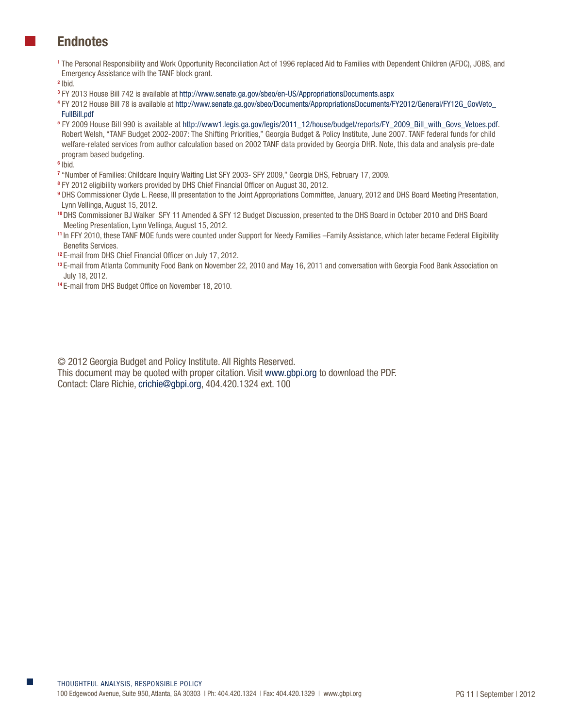## Endnotes

[1] The Personal Responsibility and Work Opportunity Reconciliation Act of 1996 replaced Aid to Families with Dependent Children (AFDC), JOBS, and Emergency Assistance with the TANF block grant.

[2] Ibid.

[3] FY 2013 House Bill 742 is available at http://www.senate.ga.gov/sbeo/en-US/AppropriationsDocuments.aspx

[4] FY 2012 House Bill 78 is available at http://www.senate.ga.gov/sbeo/Documents/AppropriationsDocuments/FY2012/General/FY12G_GovVeto_FullBill.pdf

[5] FY 2009 House Bill 990 is available at http://www1.legis.ga.gov/legis/2011_12/house/budget/reports/FY_2009_Bill_with_Govs_Vetoes.pdf. Robert Welsh, "TANF Budget 2002-2007: The Shifting Priorities," Georgia Budget & Policy Institute, June 2007. TANF federal funds for child welfare-related services from author calculation based on 2002 TANF data provided by Georgia DHR. Note, this data and analysis pre-date program based budgeting.

[6] Ibid.

[7] "Number of Families: Childcare Inquiry Waiting List SFY 2003- SFY 2009," Georgia DHS, February 17, 2009.

[8] FY 2012 eligibility workers provided by DHS Chief Financial Officer on August 30, 2012.

[9] DHS Commissioner Clyde L. Reese, III presentation to the Joint Appropriations Committee, January, 2012 and DHS Board Meeting Presentation, Lynn Vellinga, August 15, 2012.

[10] DHS Commissioner BJ Walker SFY 11 Amended & SFY 12 Budget Discussion, presented to the DHS Board in October 2010 and DHS Board Meeting Presentation, Lynn Vellinga, August 15, 2012.

[11] In FFY 2010, these TANF MOE funds were counted under Support for Needy Families –Family Assistance, which later became Federal Eligibility Benefits Services.

[12] E-mail from DHS Chief Financial Officer on July 17, 2012.

[13] E-mail from Atlanta Community Food Bank on November 22, 2010 and May 16, 2011 and conversation with Georgia Food Bank Association on July 18, 2012.

[14] E-mail from DHS Budget Office on November 18, 2010.

© 2012 Georgia Budget and Policy Institute. All Rights Reserved.
This document may be quoted with proper citation. Visit www.gbpi.org to download the PDF.
Contact: Clare Richie, crichie@gbpi.org, 404.420.1324 ext. 100